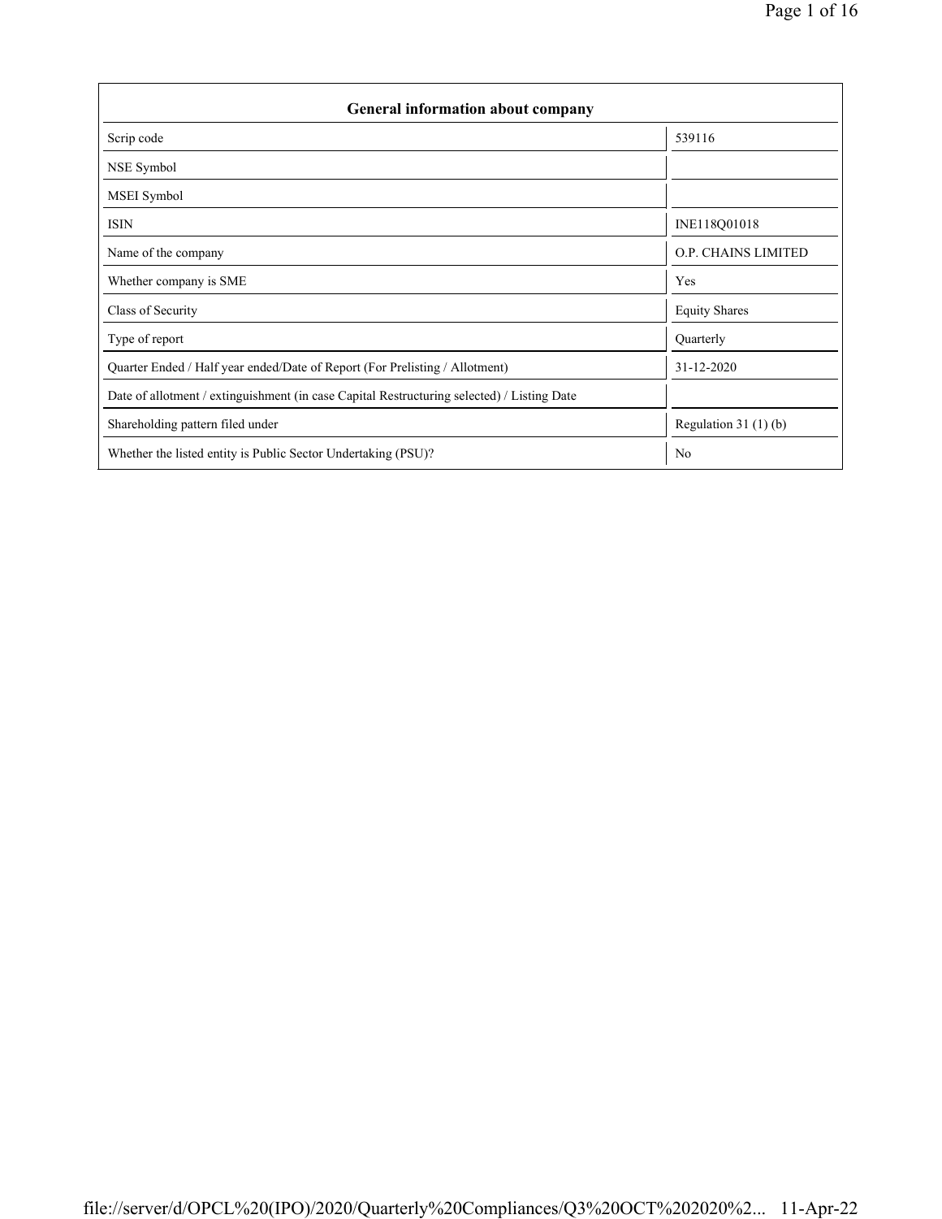| General information about company | |
|---|---|
| Scrip code | 539116 |
| NSE Symbol | |
| MSEI Symbol | |
| ISIN | INE118Q01018 |
| Name of the company | O.P. CHAINS LIMITED |
| Whether company is SME | Yes |
| Class of Security | Equity Shares |
| Type of report | Quarterly |
| Quarter Ended / Half year ended/Date of Report (For Prelisting / Allotment) | 31-12-2020 |
| Date of allotment / extinguishment (in case Capital Restructuring selected) / Listing Date | |
| Shareholding pattern filed under | Regulation 31 (1) (b) |
| Whether the listed entity is Public Sector Undertaking (PSU)? | No |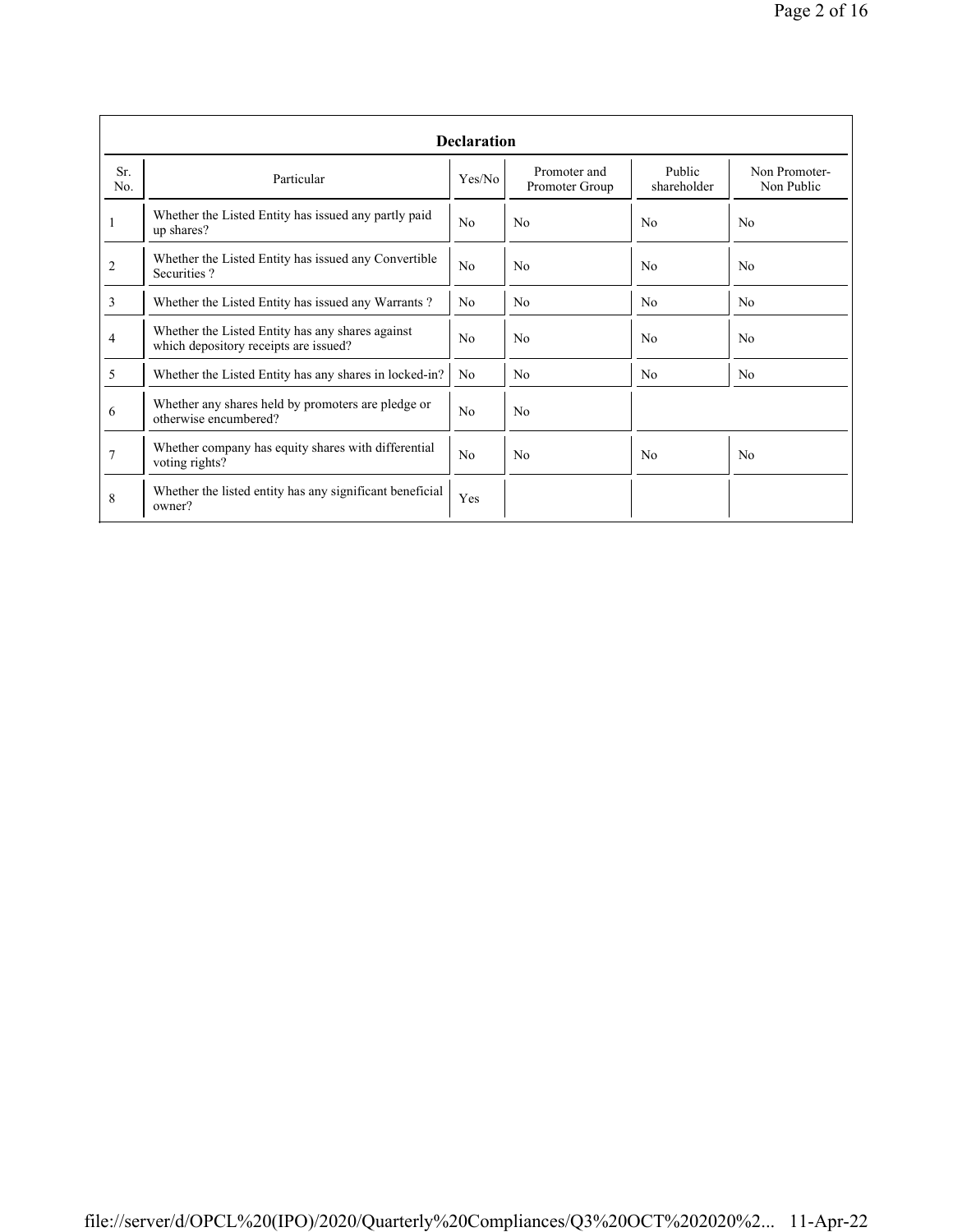| Declaration | | | | | |
|---|---|---|---|---|---|
| Sr. No. | Particular | Yes/No | Promoter and Promoter Group | Public shareholder | Non Promoter- Non Public |
| 1 | Whether the Listed Entity has issued any partly paid up shares? | No | No | No | No |
| 2 | Whether the Listed Entity has issued any Convertible Securities ? | No | No | No | No |
| 3 | Whether the Listed Entity has issued any Warrants ? | No | No | No | No |
| 4 | Whether the Listed Entity has any shares against which depository receipts are issued? | No | No | No | No |
| 5 | Whether the Listed Entity has any shares in locked-in? | No | No | No | No |
| 6 | Whether any shares held by promoters are pledge or otherwise encumbered? | No | No | | |
| 7 | Whether company has equity shares with differential voting rights? | No | No | No | No |
| 8 | Whether the listed entity has any significant beneficial owner? | Yes | | | |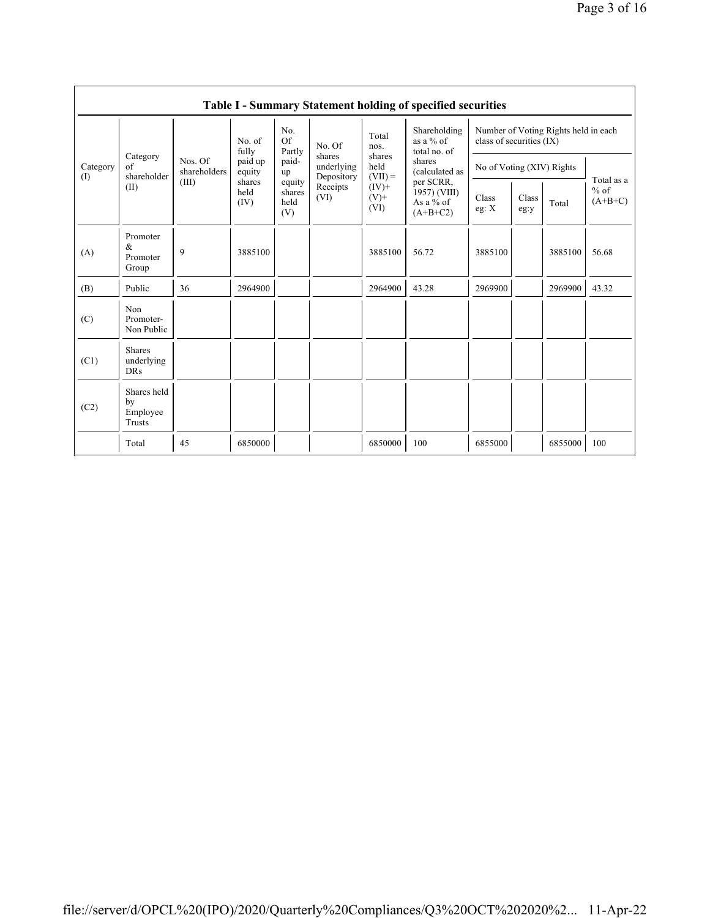## Table I - Summary Statement holding of specified securities

| Category (I) | Category of shareholder (II) | Nos. Of shareholders (III) | No. of fully paid up equity shares held (IV) | No. Of Partly paid-up equity shares held (V) | No. Of shares underlying Depository Receipts (VI) | Total nos. shares held (VII) = (IV)+ (V)+ (VI) | Shareholding as a % of total no. of shares (calculated as per SCRR, 1957) (VIII) As a % of (A+B+C2) | Number of Voting Rights held in each class of securities (IX) | | | |
|---|---|---|---|---|---|---|---|---|---|---|---|
| | | | | | | | | No of Voting (XIV) Rights | | | Total as a % of (A+B+C) |
| | | | | | | | | Class eg: X | Class eg:y | Total | |
| (A) | Promoter & Promoter Group | 9 | 3885100 | | | 3885100 | 56.72 | 3885100 | | 3885100 | 56.68 |
| (B) | Public | 36 | 2964900 | | | 2964900 | 43.28 | 2969900 | | 2969900 | 43.32 |
| (C) | Non Promoter- Non Public | | | | | | | | | | |
| (C1) | Shares underlying DRs | | | | | | | | | | |
| (C2) | Shares held by Employee Trusts | | | | | | | | | | |
| | Total | 45 | 6850000 | | | 6850000 | 100 | 6855000 | | 6855000 | 100 |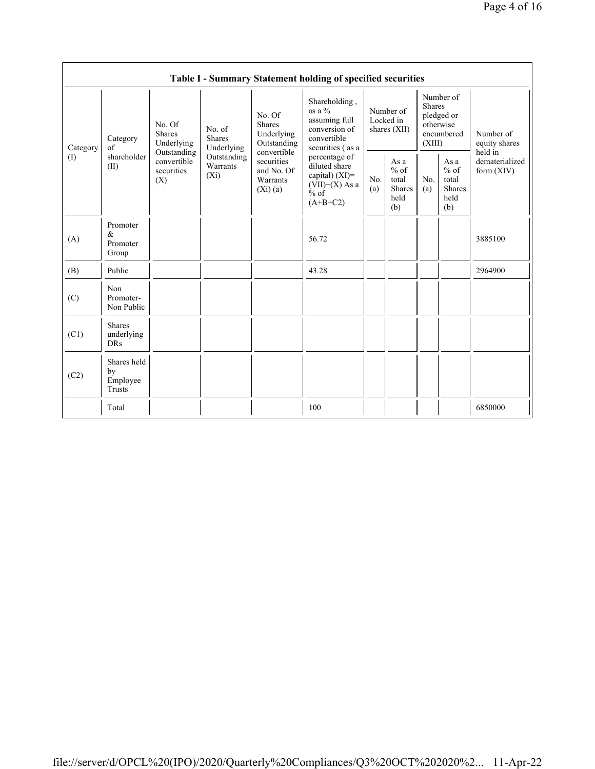| Table I - Summary Statement holding of specified securities | | | | | | | | | | | |
|---|---|---|---|---|---|---|---|---|---|---|---|
| Category (I) | Category of shareholder (II) | No. Of Shares Underlying Outstanding convertible securities (X) | No. of Shares Underlying Outstanding Warrants (Xi) | No. Of Shares Underlying Outstanding convertible securities and No. Of Warrants (Xi) (a) | Shareholding , as a % assuming full conversion of convertible securities ( as a percentage of diluted share capital) (XI)= (VII)+(X) As a % of (A+B+C2) | Number of Locked in shares (XII) | | Number of Shares pledged or otherwise encumbered (XIII) | | Number of equity shares held in dematerialized form (XIV) |
| | | | | | | No. (a) | As a % of total Shares held (b) | No. (a) | As a % of total Shares held (b) | |
| (A) | Promoter & Promoter Group | | | | 56.72 | | | | | 3885100 |
| (B) | Public | | | | 43.28 | | | | | 2964900 |
| (C) | Non Promoter- Non Public | | | | | | | | | |
| (C1) | Shares underlying DRs | | | | | | | | | |
| (C2) | Shares held by Employee Trusts | | | | | | | | | |
| | Total | | | | 100 | | | | | 6850000 |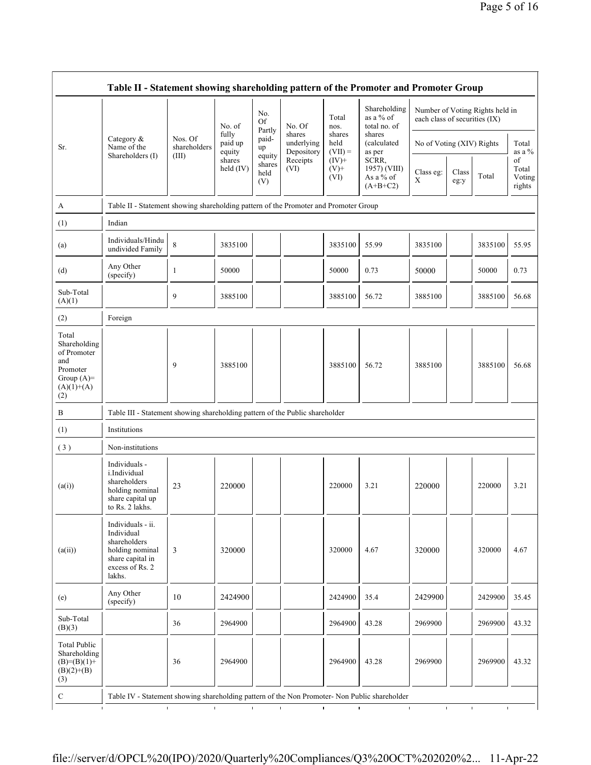| Table II - Statement showing shareholding pattern of the Promoter and Promoter Group | | | | | | | | | | | | |
|---|---|---|---|---|---|---|---|---|---|---|---|---|
| Sr. | Category & Name of the Shareholders (I) | Nos. Of shareholders (III) | No. of fully paid up equity shares held (IV) | No. Of Partly paid-up equity shares held (V) | No. Of shares underlying Depository Receipts (VI) | Total nos. shares held (VII) = (IV)+ (V)+ (VI) | Shareholding as a % of total no. of shares (calculated as per SCRR, 1957) (VIII) As a % of (A+B+C2) | Number of Voting Rights held in each class of securities (IX) | | | |
| | | | | | | | | No of Voting (XIV) Rights | | | Total as a % of Total Voting rights |
| | | | | | | | | Class eg: X | Class eg:y | Total | |
| A | Table II - Statement showing shareholding pattern of the Promoter and Promoter Group | | | | | | | | | | |
| (1) | Indian | | | | | | | | | | |
| (a) | Individuals/Hindu undivided Family | 8 | 3835100 | | | 3835100 | 55.99 | 3835100 | | 3835100 | 55.95 |
| (d) | Any Other (specify) | 1 | 50000 | | | 50000 | 0.73 | 50000 | | 50000 | 0.73 |
| Sub-Total (A)(1) | | 9 | 3885100 | | | 3885100 | 56.72 | 3885100 | | 3885100 | 56.68 |
| (2) | Foreign | | | | | | | | | | |
| Total Shareholding of Promoter and Promoter Group (A)=(A)(1)+(A)(2) | | 9 | 3885100 | | | 3885100 | 56.72 | 3885100 | | 3885100 | 56.68 |
| B | Table III - Statement showing shareholding pattern of the Public shareholder | | | | | | | | | | |
| (1) | Institutions | | | | | | | | | | |
| (3) | Non-institutions | | | | | | | | | | |
| (a(i)) | Individuals - i.Individual shareholders holding nominal share capital up to Rs. 2 lakhs. | 23 | 220000 | | | 220000 | 3.21 | 220000 | | 220000 | 3.21 |
| (a(ii)) | Individuals - ii. Individual shareholders holding nominal share capital in excess of Rs. 2 lakhs. | 3 | 320000 | | | 320000 | 4.67 | 320000 | | 320000 | 4.67 |
| (e) | Any Other (specify) | 10 | 2424900 | | | 2424900 | 35.4 | 2429900 | | 2429900 | 35.45 |
| Sub-Total (B)(3) | | 36 | 2964900 | | | 2964900 | 43.28 | 2969900 | | 2969900 | 43.32 |
| Total Public Shareholding (B)=(B)(1)+(B)(2)+(B)(3) | | 36 | 2964900 | | | 2964900 | 43.28 | 2969900 | | 2969900 | 43.32 |
| C | Table IV - Statement showing shareholding pattern of the Non Promoter- Non Public shareholder | | | | | | | | | | |

file://server/d/OPCL%20(IPO)/2020/Quarterly%20Compliances/Q3%20OCT%202020%2... 11-Apr-22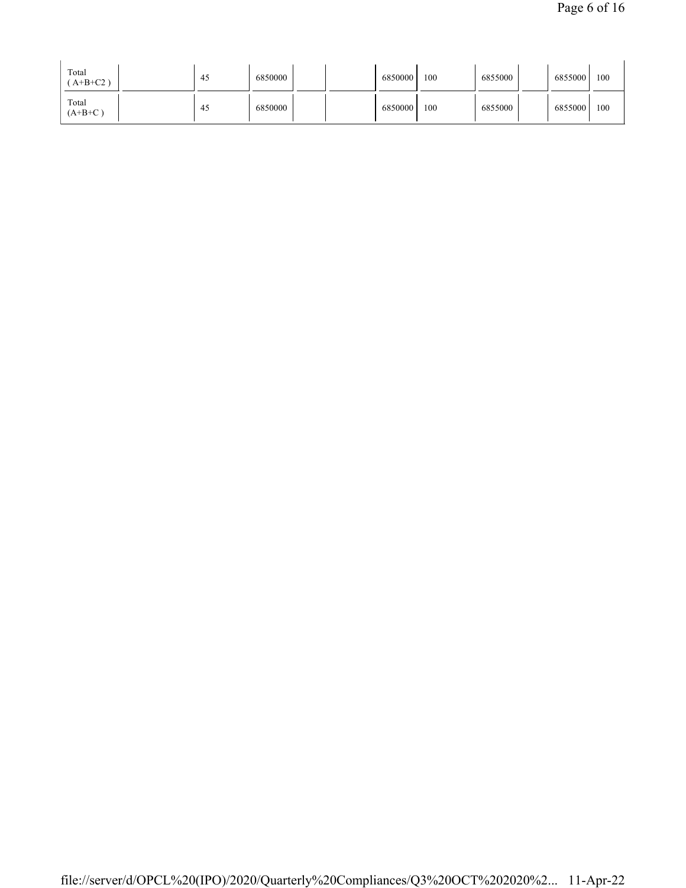| Total ( A+B+C2 ) | | 45 | 6850000 | | | 6850000 | 100 | 6855000 | | 6855000 | 100 |
|---|---|---|---|---|---|---|---|---|---|---|---|
| Total (A+B+C ) | | 45 | 6850000 | | | 6850000 | 100 | 6855000 | | 6855000 | 100 |

file://server/d/OPCL%20(IPO)/2020/Quarterly%20Compliances/Q3%20OCT%202020%2... 11-Apr-22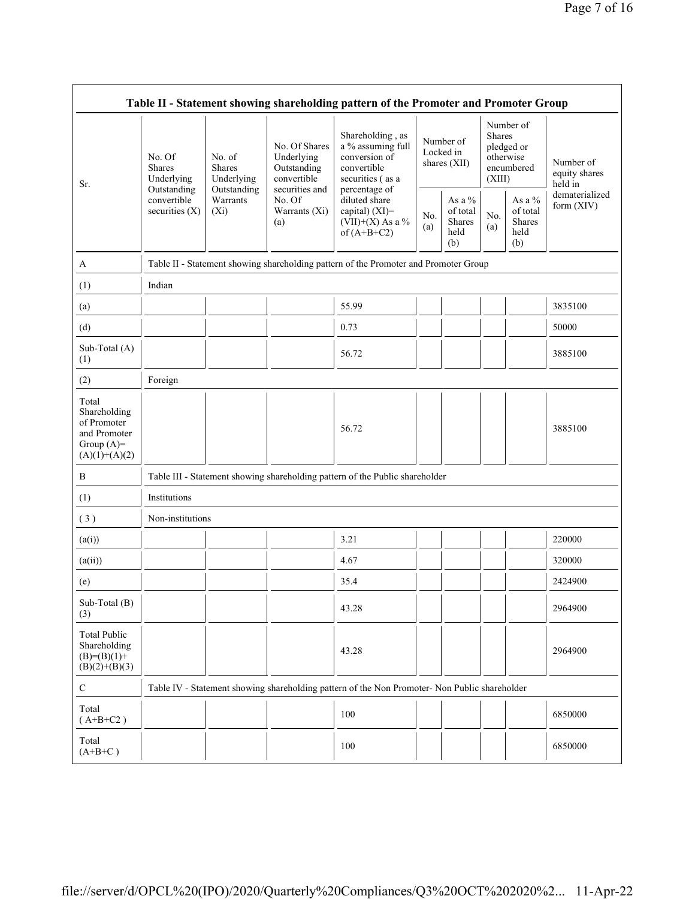| Table II - Statement showing shareholding pattern of the Promoter and Promoter Group | | | | | | | | | |
|---|---|---|---|---|---|---|---|---|---|
| Sr. | No. Of Shares Underlying Outstanding convertible securities (X) | No. of Shares Underlying Outstanding Warrants (Xi) | No. Of Shares Underlying Outstanding convertible securities and No. Of Warrants (Xi) (a) | Shareholding , as a % assuming full conversion of convertible securities ( as a percentage of diluted share capital) (XI)= (VII)+(X) As a % of (A+B+C2) | Number of Locked in shares (XII) | | Number of Shares pledged or otherwise encumbered (XIII) | | Number of equity shares held in dematerialized form (XIV) |
| | | | | | No. (a) | As a % of total Shares held (b) | No. (a) | As a % of total Shares held (b) | |
| A | Table II - Statement showing shareholding pattern of the Promoter and Promoter Group | | | | | | | | |
| (1) | Indian | | | | | | | | |
| (a) | | | | 55.99 | | | | | 3835100 |
| (d) | | | | 0.73 | | | | | 50000 |
| Sub-Total (A) (1) | | | | 56.72 | | | | | 3885100 |
| (2) | Foreign | | | | | | | | |
| Total Shareholding of Promoter and Promoter Group (A)= (A)(1)+(A)(2) | | | | 56.72 | | | | | 3885100 |
| B | Table III - Statement showing shareholding pattern of the Public shareholder | | | | | | | | |
| (1) | Institutions | | | | | | | | |
| ( 3 ) | Non-institutions | | | | | | | | |
| (a(i)) | | | | 3.21 | | | | | 220000 |
| (a(ii)) | | | | 4.67 | | | | | 320000 |
| (e) | | | | 35.4 | | | | | 2424900 |
| Sub-Total (B) (3) | | | | 43.28 | | | | | 2964900 |
| Total Public Shareholding (B)=(B)(1)+ (B)(2)+(B)(3) | | | | 43.28 | | | | | 2964900 |
| C | Table IV - Statement showing shareholding pattern of the Non Promoter- Non Public shareholder | | | | | | | | |
| Total ( A+B+C2 ) | | | | 100 | | | | | 6850000 |
| Total (A+B+C ) | | | | 100 | | | | | 6850000 |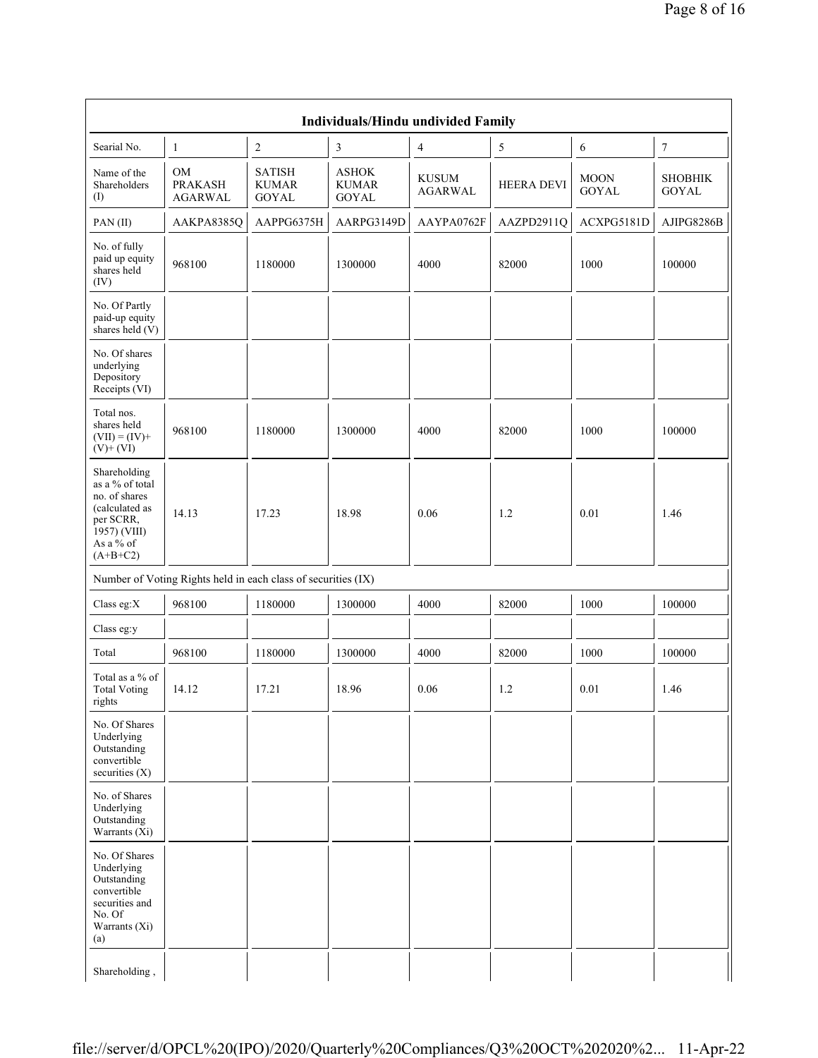| Individuals/Hindu undivided Family | | | | | | | |
|---|---|---|---|---|---|---|---|
| Searial No. | 1 | 2 | 3 | 4 | 5 | 6 | 7 |
| Name of the Shareholders (I) | OM PRAKASH AGARWAL | SATISH KUMAR GOYAL | ASHOK KUMAR GOYAL | KUSUM AGARWAL | HEERA DEVI | MOON GOYAL | SHOBHIK GOYAL |
| PAN (II) | AAKPA8385Q | AAPPG6375H | AARPG3149D | AAYPA0762F | AAZPD2911Q | ACXPG5181D | AJIPG8286B |
| No. of fully paid up equity shares held (IV) | 968100 | 1180000 | 1300000 | 4000 | 82000 | 1000 | 100000 |
| No. Of Partly paid-up equity shares held (V) | | | | | | | |
| No. Of shares underlying Depository Receipts (VI) | | | | | | | |
| Total nos. shares held (VII) = (IV)+ (V)+ (VI) | 968100 | 1180000 | 1300000 | 4000 | 82000 | 1000 | 100000 |
| Shareholding as a % of total no. of shares (calculated as per SCRR, 1957) (VIII) As a % of (A+B+C2) | 14.13 | 17.23 | 18.98 | 0.06 | 1.2 | 0.01 | 1.46 |
| Number of Voting Rights held in each class of securities (IX) | | | | | | | |
| Class eg:X | 968100 | 1180000 | 1300000 | 4000 | 82000 | 1000 | 100000 |
| Class eg:y | | | | | | | |
| Total | 968100 | 1180000 | 1300000 | 4000 | 82000 | 1000 | 100000 |
| Total as a % of Total Voting rights | 14.12 | 17.21 | 18.96 | 0.06 | 1.2 | 0.01 | 1.46 |
| No. Of Shares Underlying Outstanding convertible securities (X) | | | | | | | |
| No. of Shares Underlying Outstanding Warrants (Xi) | | | | | | | |
| No. Of Shares Underlying Outstanding convertible securities and No. Of Warrants (Xi) (a) | | | | | | | |
| Shareholding , | | | | | | | |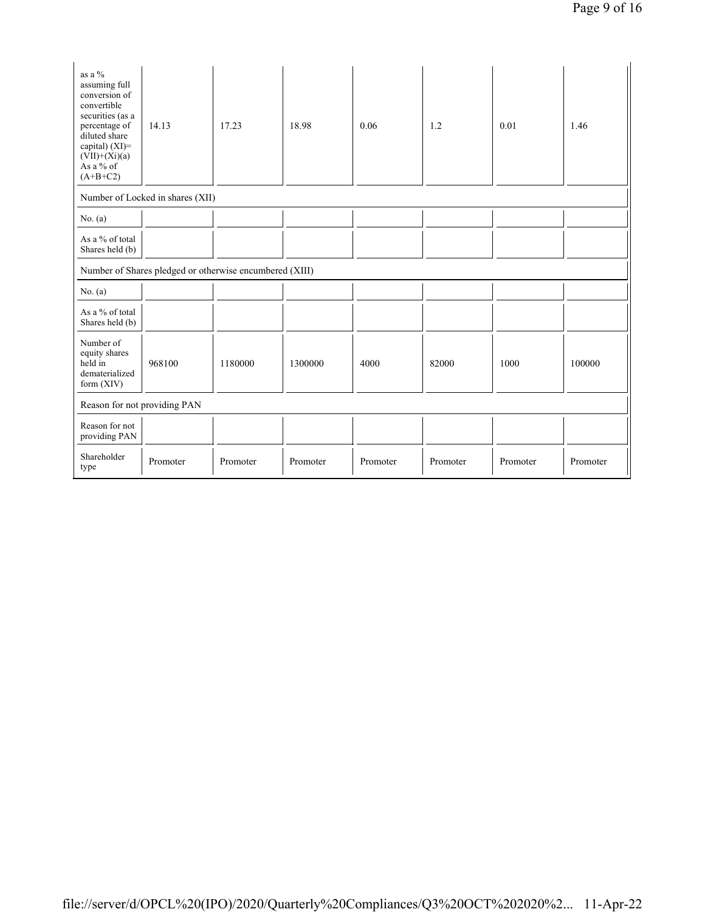| | | | | | | | |
|---|---|---|---|---|---|---|---|
| as a % assuming full conversion of convertible securities (as a percentage of diluted share capital) (XI)= (VII)+(Xi)(a) As a % of (A+B+C2) | 14.13 | 17.23 | 18.98 | 0.06 | 1.2 | 0.01 | 1.46 |
| Number of Locked in shares (XII) | | | | | | | |
| No. (a) | | | | | | | |
| As a % of total Shares held (b) | | | | | | | |
| Number of Shares pledged or otherwise encumbered (XIII) | | | | | | | |
| No. (a) | | | | | | | |
| As a % of total Shares held (b) | | | | | | | |
| Number of equity shares held in dematerialized form (XIV) | 968100 | 1180000 | 1300000 | 4000 | 82000 | 1000 | 100000 |
| Reason for not providing PAN | | | | | | | |
| Reason for not providing PAN | | | | | | | |
| Shareholder type | Promoter | Promoter | Promoter | Promoter | Promoter | Promoter | Promoter |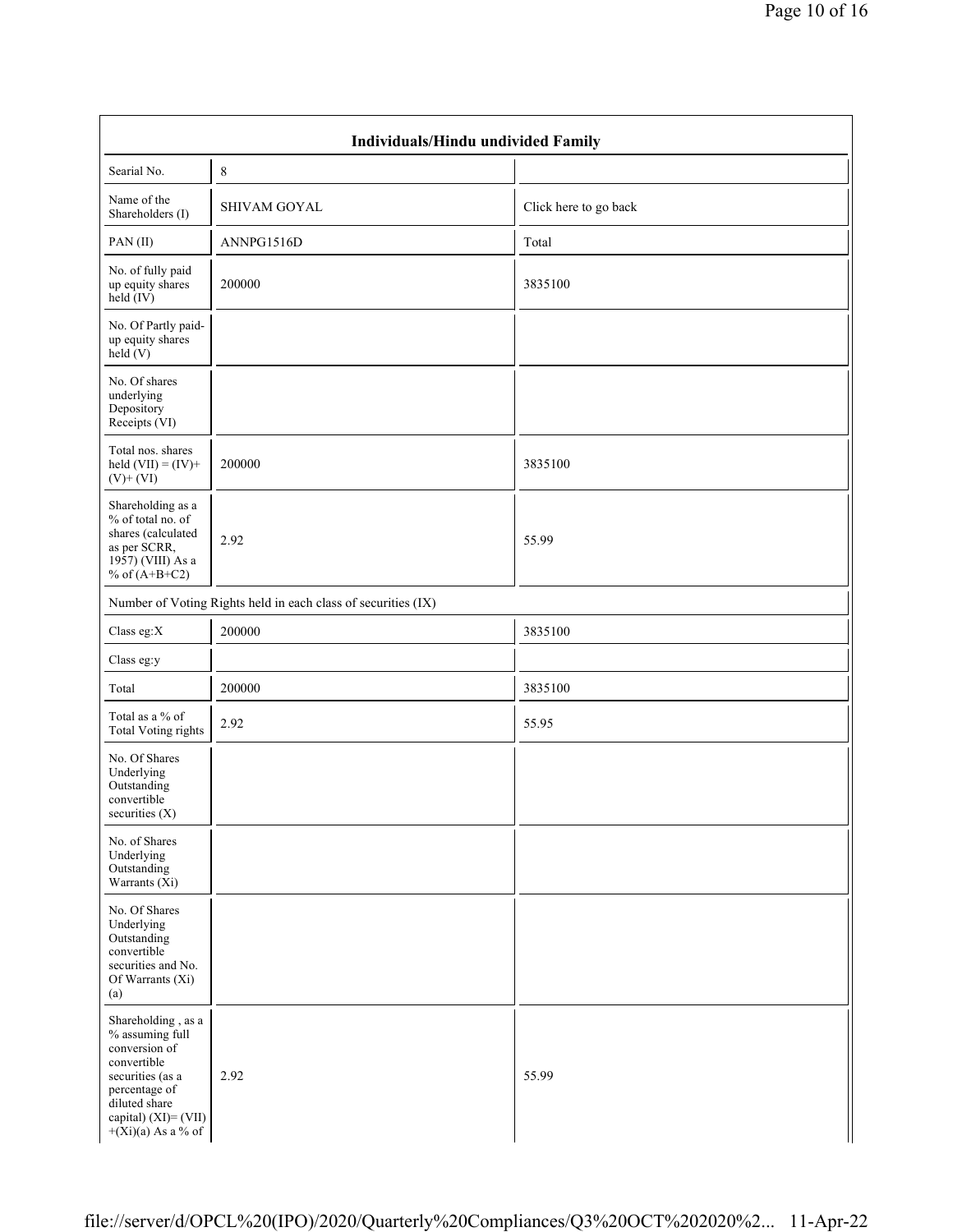| Individuals/Hindu undivided Family | | |
|---|---|---|
| Searial No. | 8 | |
| Name of the Shareholders (I) | SHIVAM GOYAL | Click here to go back |
| PAN (II) | ANNPG1516D | Total |
| No. of fully paid up equity shares held (IV) | 200000 | 3835100 |
| No. Of Partly paid-up equity shares held (V) | | |
| No. Of shares underlying Depository Receipts (VI) | | |
| Total nos. shares held (VII) = (IV)+ (V)+ (VI) | 200000 | 3835100 |
| Shareholding as a % of total no. of shares (calculated as per SCRR, 1957) (VIII) As a % of (A+B+C2) | 2.92 | 55.99 |
| Number of Voting Rights held in each class of securities (IX) | | |
| Class eg:X | 200000 | 3835100 |
| Class eg:y | | |
| Total | 200000 | 3835100 |
| Total as a % of Total Voting rights | 2.92 | 55.95 |
| No. Of Shares Underlying Outstanding convertible securities (X) | | |
| No. of Shares Underlying Outstanding Warrants (Xi) | | |
| No. Of Shares Underlying Outstanding convertible securities and No. Of Warrants (Xi) (a) | | |
| Shareholding , as a % assuming full conversion of convertible securities (as a percentage of diluted share capital) (XI)= (VII) +(Xi)(a) As a % of | 2.92 | 55.99 |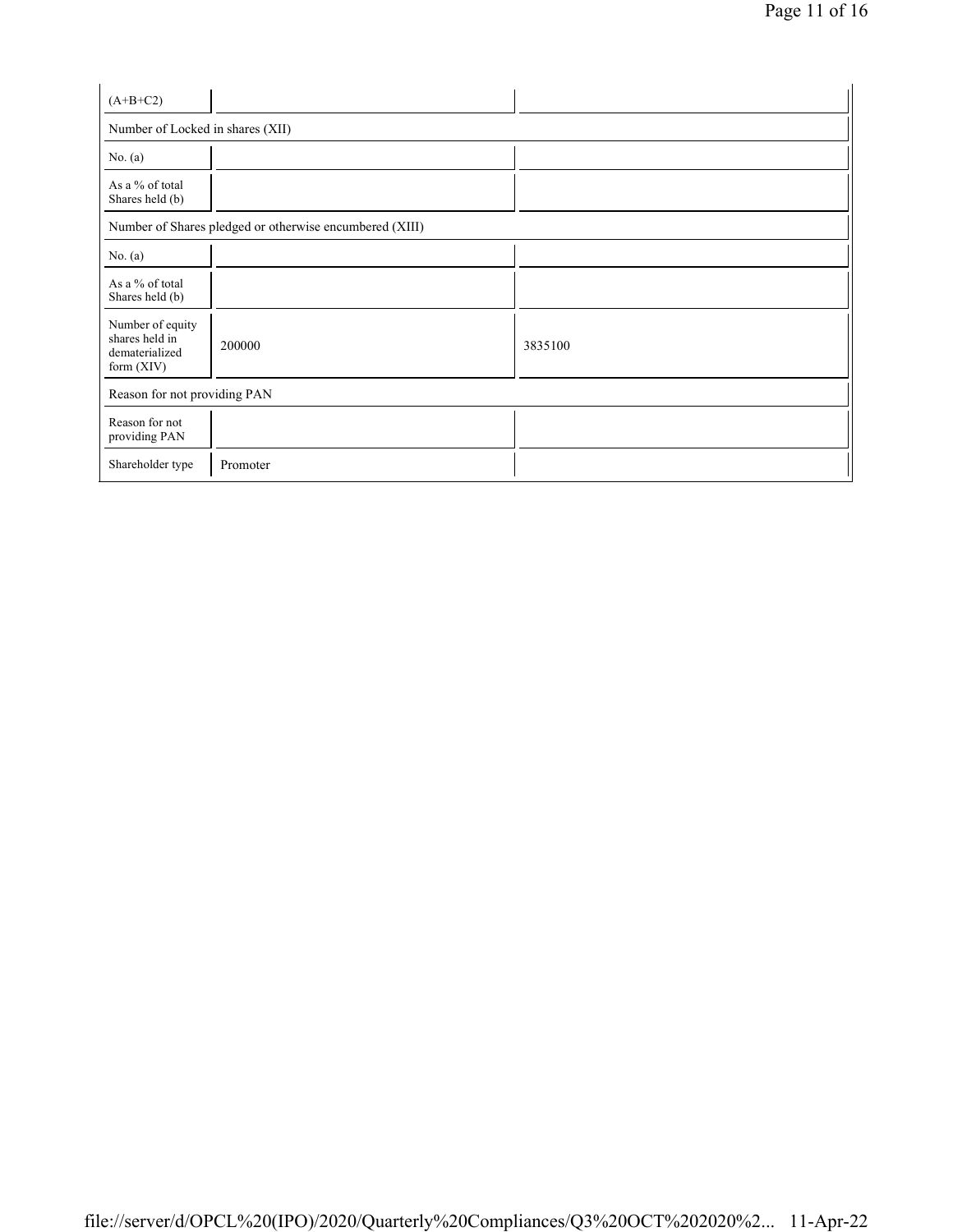| | | |
|---|---|---|
| (A+B+C2) | | |
| Number of Locked in shares (XII) | | |
| No. (a) | | |
| As a % of total Shares held (b) | | |
| Number of Shares pledged or otherwise encumbered (XIII) | | |
| No. (a) | | |
| As a % of total Shares held (b) | | |
| Number of equity shares held in dematerialized form (XIV) | 200000 | 3835100 |
| Reason for not providing PAN | | |
| Reason for not providing PAN | | |
| Shareholder type | Promoter | |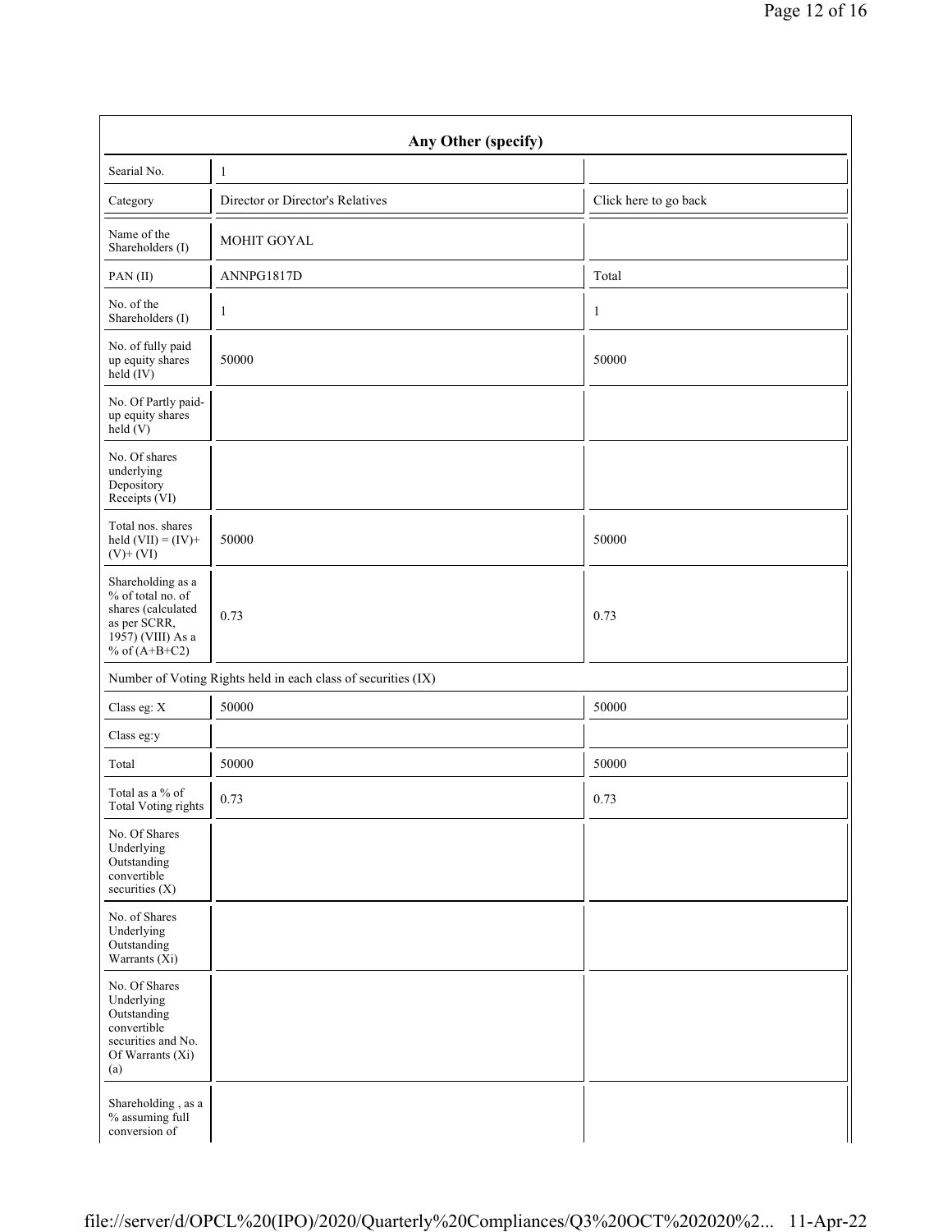| Any Other (specify) | | |
|---|---|---|
| Searial No. | 1 | |
| Category | Director or Director's Relatives | Click here to go back |
| Name of the Shareholders (I) | MOHIT GOYAL | |
| PAN (II) | ANNPG1817D | Total |
| No. of the Shareholders (I) | 1 | 1 |
| No. of fully paid up equity shares held (IV) | 50000 | 50000 |
| No. Of Partly paid-up equity shares held (V) | | |
| No. Of shares underlying Depository Receipts (VI) | | |
| Total nos. shares held (VII) = (IV)+ (V)+ (VI) | 50000 | 50000 |
| Shareholding as a % of total no. of shares (calculated as per SCRR, 1957) (VIII) As a % of (A+B+C2) | 0.73 | 0.73 |
| Number of Voting Rights held in each class of securities (IX) | | |
| Class eg: X | 50000 | 50000 |
| Class eg:y | | |
| Total | 50000 | 50000 |
| Total as a % of Total Voting rights | 0.73 | 0.73 |
| No. Of Shares Underlying Outstanding convertible securities (X) | | |
| No. of Shares Underlying Outstanding Warrants (Xi) | | |
| No. Of Shares Underlying Outstanding convertible securities and No. Of Warrants (Xi) (a) | | |
| Shareholding , as a % assuming full conversion of | | |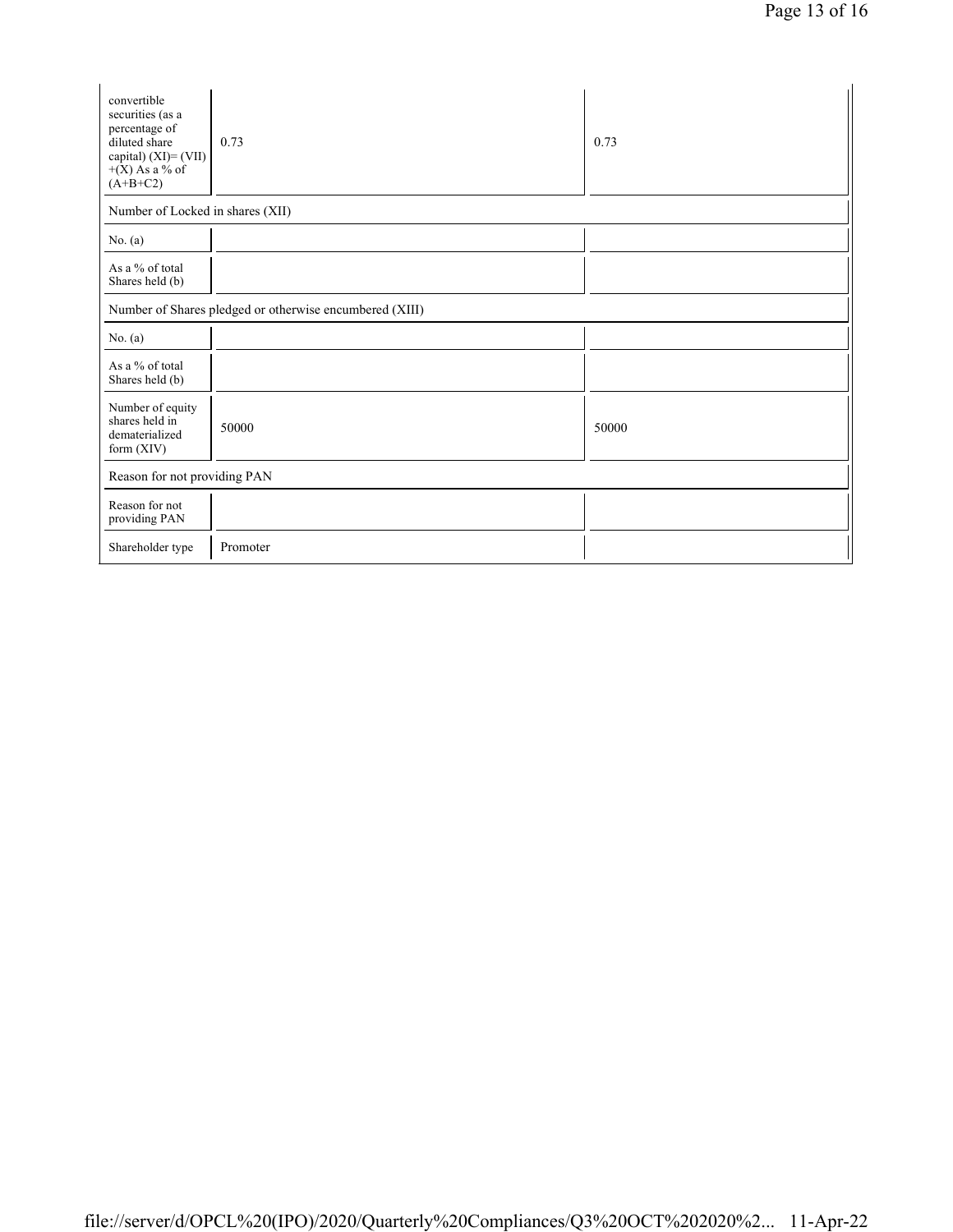| convertible securities (as a percentage of diluted share capital) (XI)= (VII)+(X) As a % of (A+B+C2) | 0.73 | 0.73 |
|---|---|---|
| Number of Locked in shares (XII) | | |
| No. (a) | | |
| As a % of total Shares held (b) | | |
| Number of Shares pledged or otherwise encumbered (XIII) | | |
| No. (a) | | |
| As a % of total Shares held (b) | | |
| Number of equity shares held in dematerialized form (XIV) | 50000 | 50000 |
| Reason for not providing PAN | | |
| Reason for not providing PAN | | |
| Shareholder type | Promoter | |

file://server/d/OPCL%20(IPO)/2020/Quarterly%20Compliances/Q3%20OCT%202020%2... 11-Apr-22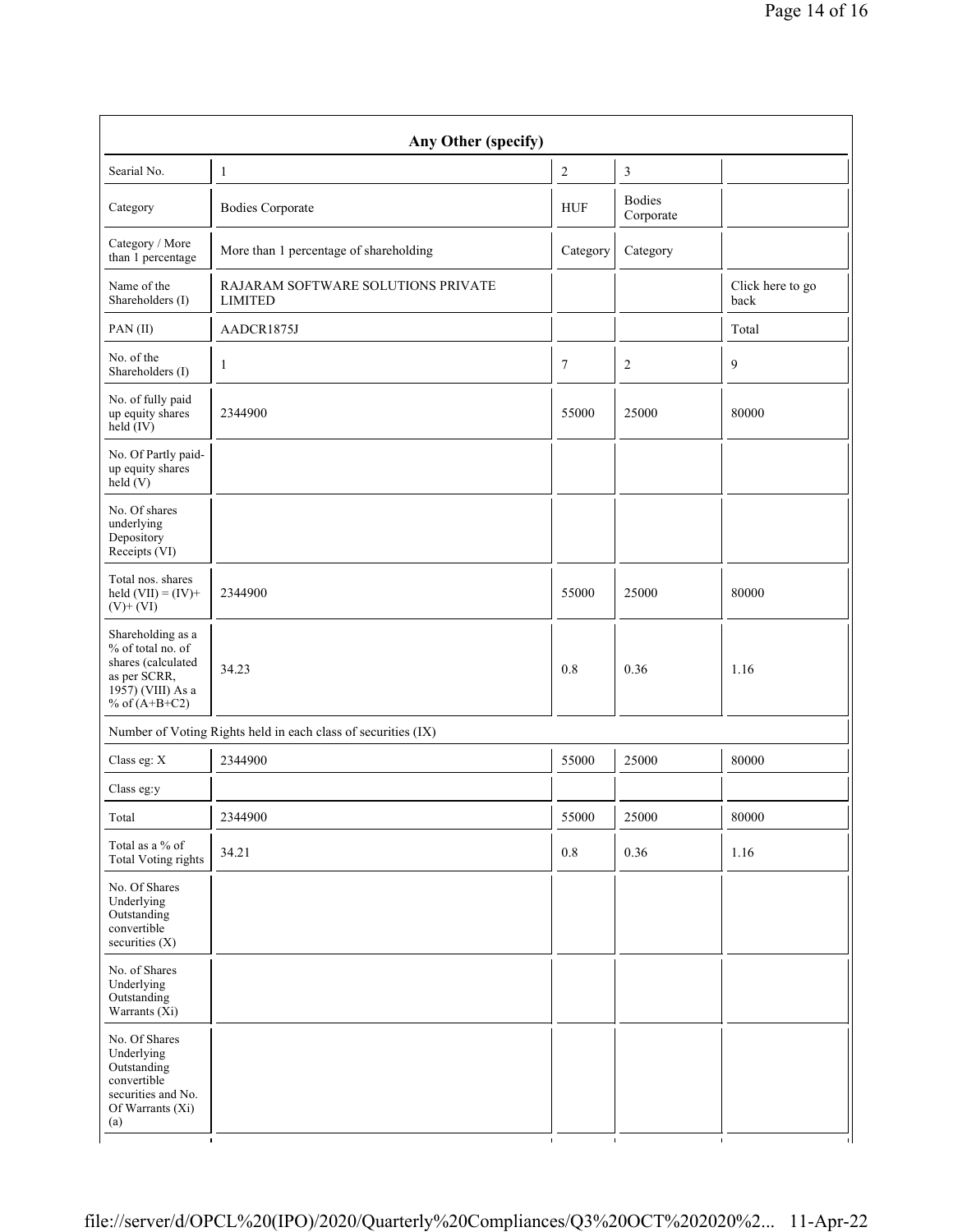| Any Other (specify) | | | | |
|---|---|---|---|---|
| Searial No. | 1 | 2 | 3 | |
| Category | Bodies Corporate | HUF | Bodies Corporate | |
| Category / More than 1 percentage | More than 1 percentage of shareholding | Category | Category | |
| Name of the Shareholders (I) | RAJARAM SOFTWARE SOLUTIONS PRIVATE LIMITED | | | Click here to go back |
| PAN (II) | AADCR1875J | | | Total |
| No. of the Shareholders (I) | 1 | 7 | 2 | 9 |
| No. of fully paid up equity shares held (IV) | 2344900 | 55000 | 25000 | 80000 |
| No. Of Partly paid-up equity shares held (V) | | | | |
| No. Of shares underlying Depository Receipts (VI) | | | | |
| Total nos. shares held (VII) = (IV)+ (V)+ (VI) | 2344900 | 55000 | 25000 | 80000 |
| Shareholding as a % of total no. of shares (calculated as per SCRR, 1957) (VIII) As a % of (A+B+C2) | 34.23 | 0.8 | 0.36 | 1.16 |
| Number of Voting Rights held in each class of securities (IX) | | | | |
| Class eg: X | 2344900 | 55000 | 25000 | 80000 |
| Class eg:y | | | | |
| Total | 2344900 | 55000 | 25000 | 80000 |
| Total as a % of Total Voting rights | 34.21 | 0.8 | 0.36 | 1.16 |
| No. Of Shares Underlying Outstanding convertible securities (X) | | | | |
| No. of Shares Underlying Outstanding Warrants (Xi) | | | | |
| No. Of Shares Underlying Outstanding convertible securities and No. Of Warrants (Xi) (a) | | | | |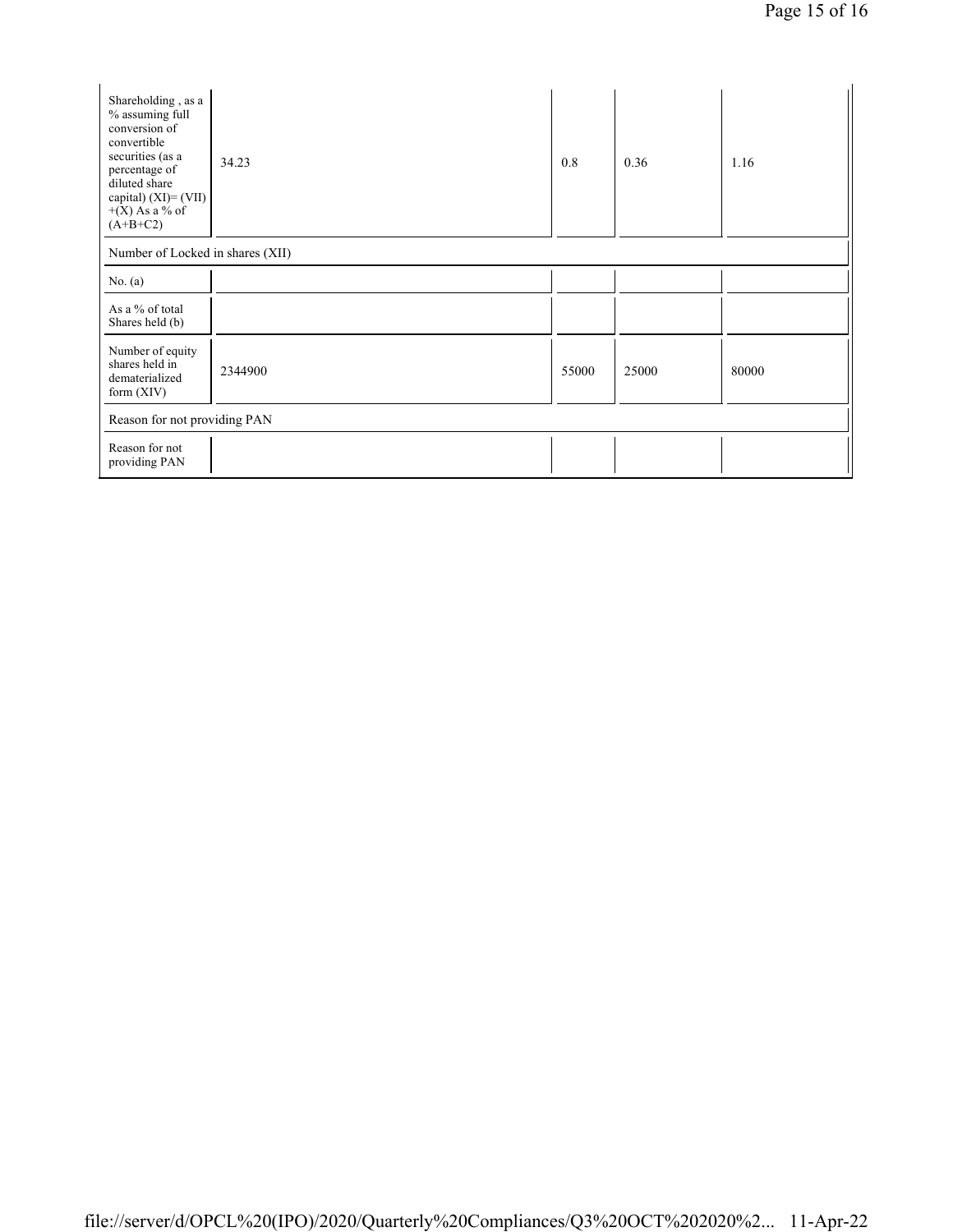| Shareholding , as a % assuming full conversion of convertible securities (as a percentage of diluted share capital) (XI)= (VII)+(X) As a % of (A+B+C2) | 34.23 | 0.8 | 0.36 | 1.16 |
|---|---|---|---|---|
| Number of Locked in shares (XII) | | | | |
| No. (a) | | | | |
| As a % of total Shares held (b) | | | | |
| Number of equity shares held in dematerialized form (XIV) | 2344900 | 55000 | 25000 | 80000 |
| Reason for not providing PAN | | | | |
| Reason for not providing PAN | | | | |

file://server/d/OPCL%20(IPO)/2020/Quarterly%20Compliances/Q3%20OCT%202020%2... 11-Apr-22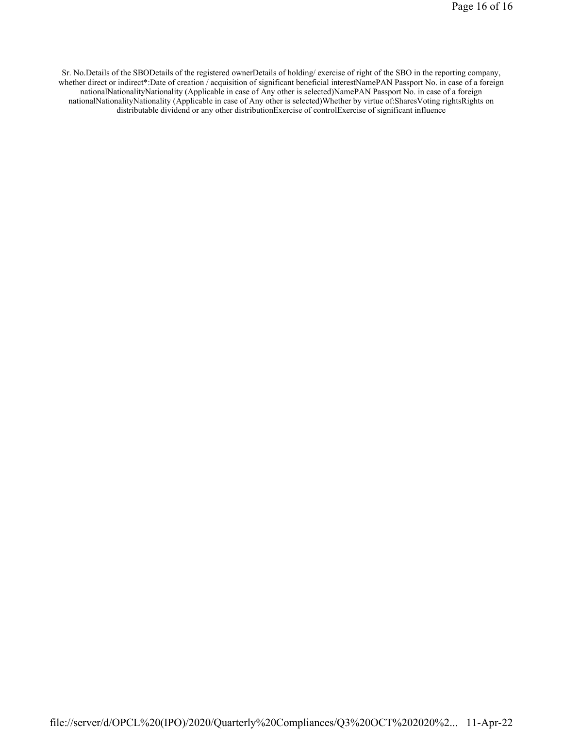Sr. No.Details of the SBODetails of the registered ownerDetails of holding/ exercise of right of the SBO in the reporting company, whether direct or indirect*:Date of creation / acquisition of significant beneficial interestNamePAN Passport No. in case of a foreign nationalNationalityNationality (Applicable in case of Any other is selected)NamePAN Passport No. in case of a foreign nationalNationalityNationality (Applicable in case of Any other is selected)Whether by virtue of:SharesVoting rightsRights on distributable dividend or any other distributionExercise of controlExercise of significant influence